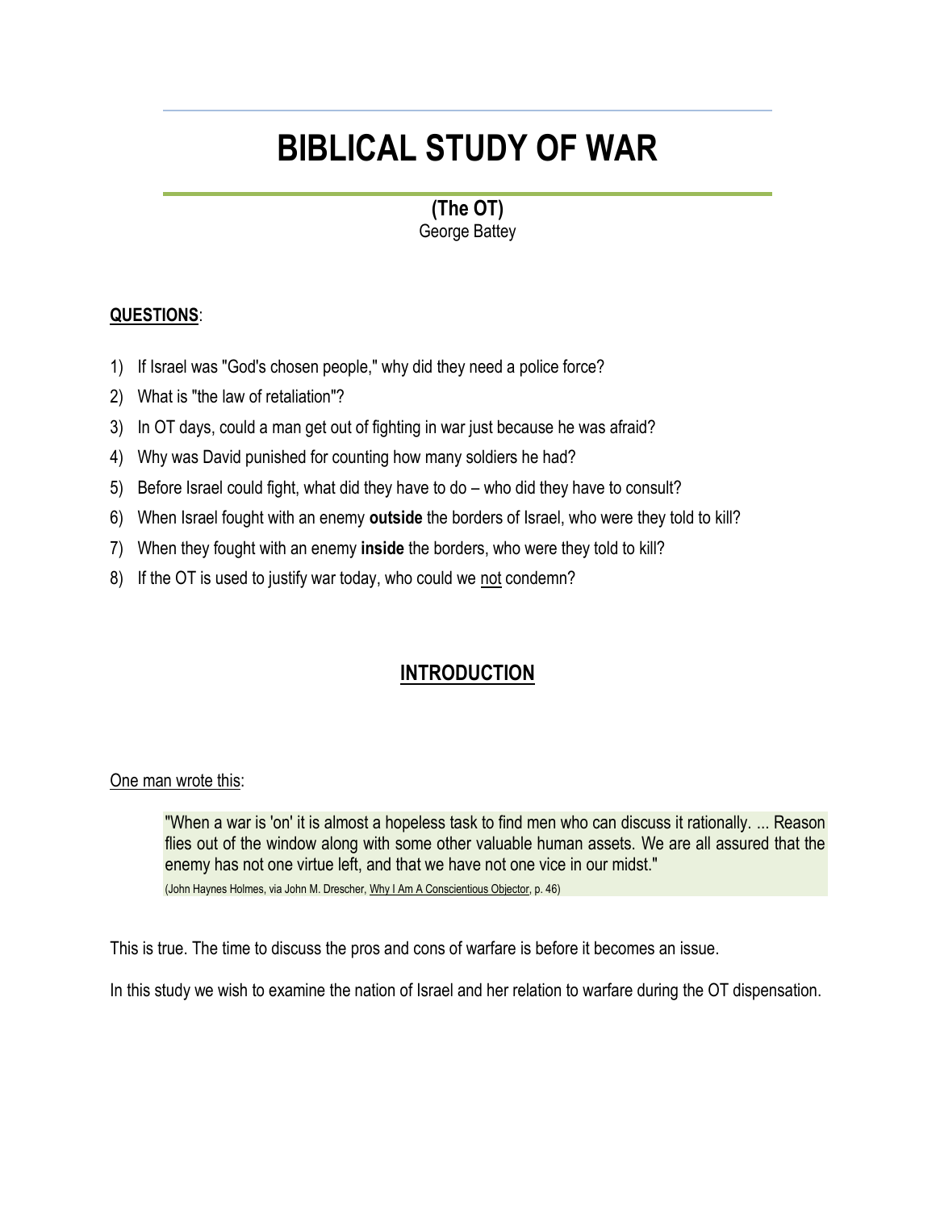# BIBLICAL STUDY OF WAR

**(The OT)**
George Battey

**QUESTIONS**:

1) If Israel was "God's chosen people," why did they need a police force?
2) What is "the law of retaliation"?
3) In OT days, could a man get out of fighting in war just because he was afraid?
4) Why was David punished for counting how many soldiers he had?
5) Before Israel could fight, what did they have to do – who did they have to consult?
6) When Israel fought with an enemy **outside** the borders of Israel, who were they told to kill?
7) When they fought with an enemy **inside** the borders, who were they told to kill?
8) If the OT is used to justify war today, who could we not condemn?

## INTRODUCTION

One man wrote this:

> "When a war is 'on' it is almost a hopeless task to find men who can discuss it rationally. ... Reason flies out of the window along with some other valuable human assets. We are all assured that the enemy has not one virtue left, and that we have not one vice in our midst."
> (John Haynes Holmes, via John M. Drescher, Why I Am A Conscientious Objector, p. 46)

This is true. The time to discuss the pros and cons of warfare is before it becomes an issue.

In this study we wish to examine the nation of Israel and her relation to warfare during the OT dispensation.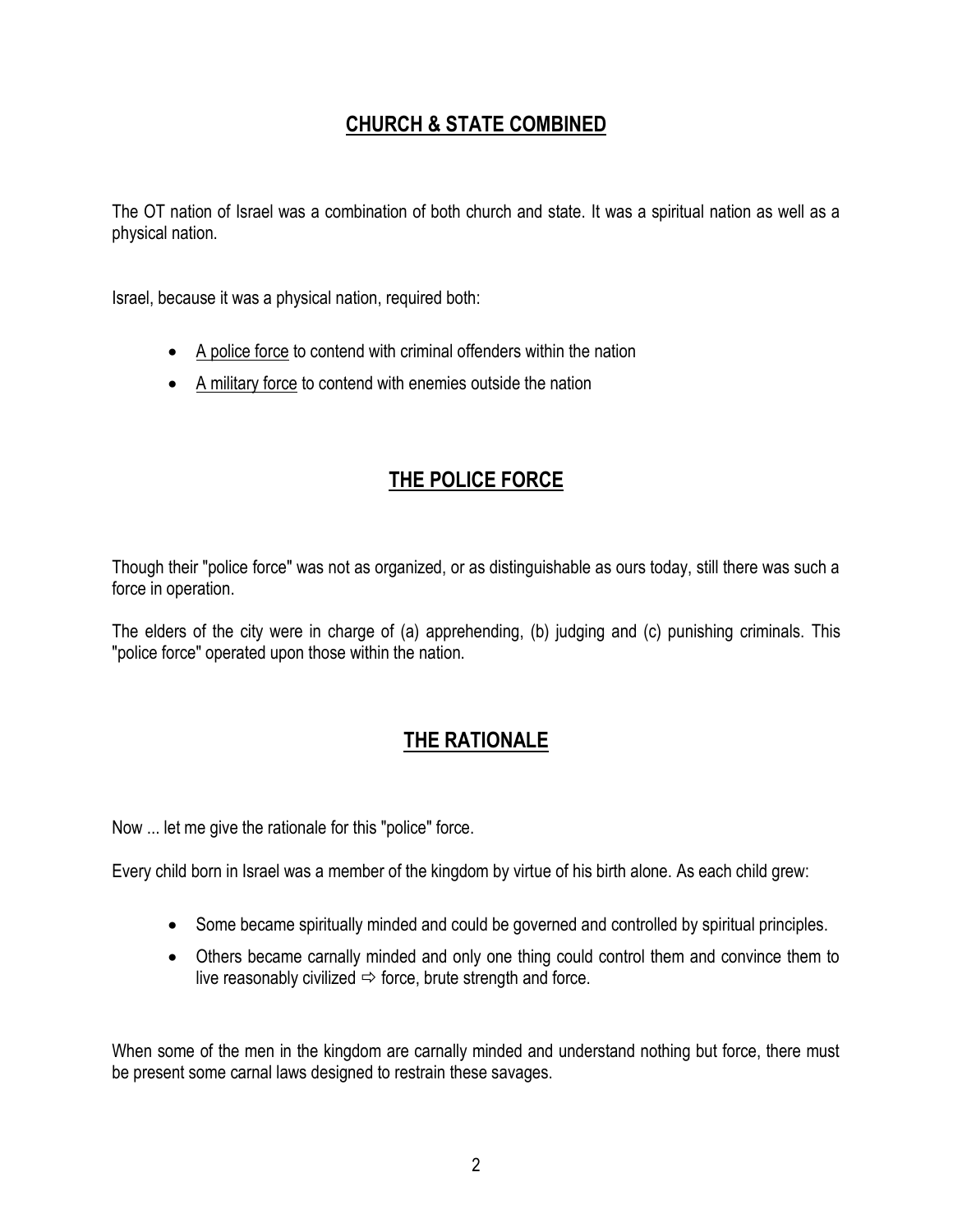## CHURCH & STATE COMBINED

The OT nation of Israel was a combination of both church and state. It was a spiritual nation as well as a physical nation.

Israel, because it was a physical nation, required both:

- A police force to contend with criminal offenders within the nation
- A military force to contend with enemies outside the nation

## THE POLICE FORCE

Though their "police force" was not as organized, or as distinguishable as ours today, still there was such a force in operation.

The elders of the city were in charge of (a) apprehending, (b) judging and (c) punishing criminals. This "police force" operated upon those within the nation.

## THE RATIONALE

Now ... let me give the rationale for this "police" force.

Every child born in Israel was a member of the kingdom by virtue of his birth alone. As each child grew:

- Some became spiritually minded and could be governed and controlled by spiritual principles.
- Others became carnally minded and only one thing could control them and convince them to live reasonably civilized ⇨ force, brute strength and force.

When some of the men in the kingdom are carnally minded and understand nothing but force, there must be present some carnal laws designed to restrain these savages.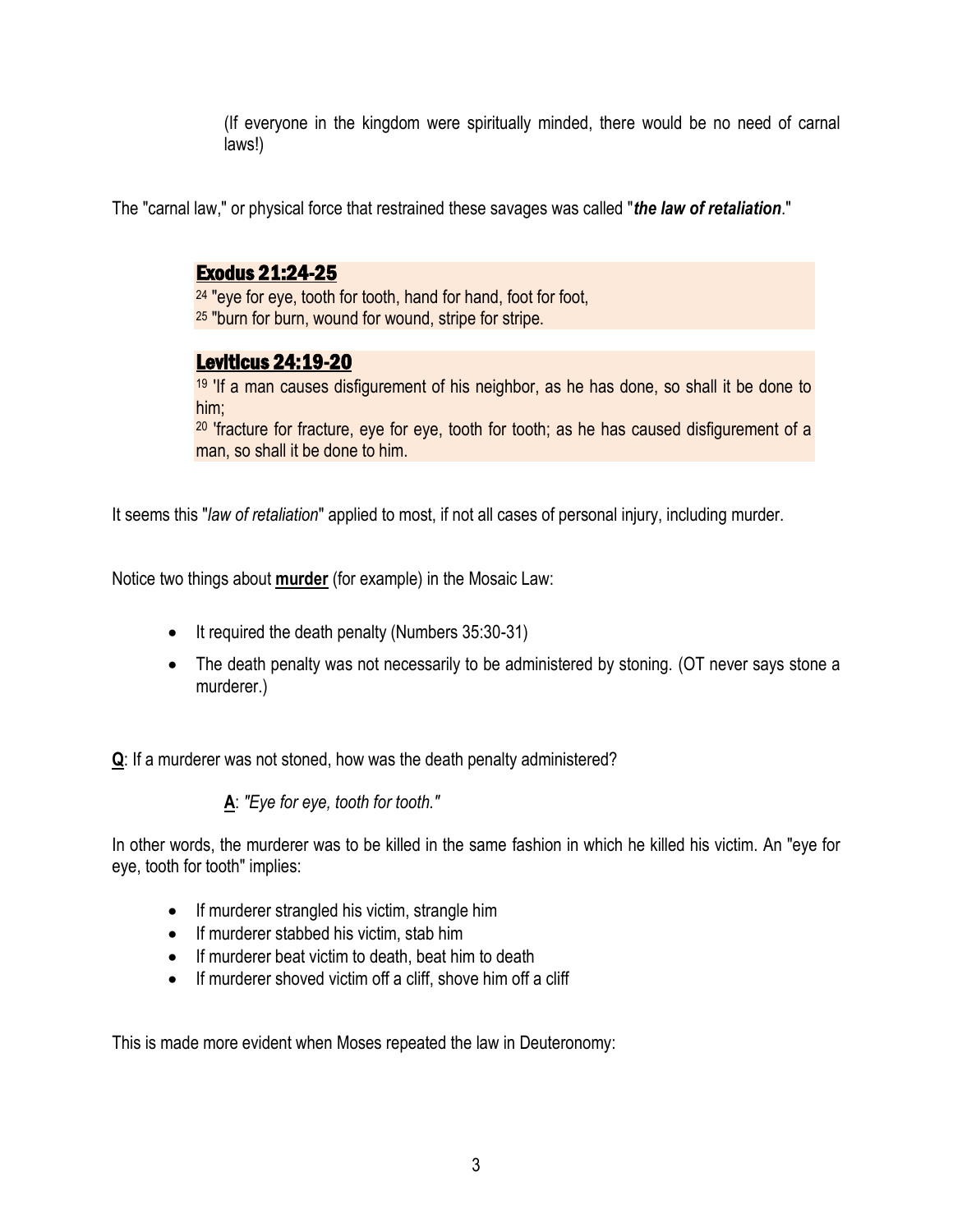(If everyone in the kingdom were spiritually minded, there would be no need of carnal laws!)

The "carnal law," or physical force that restrained these savages was called "***the law of retaliation***."

> **Exodus 21:24-25**
> 24 "eye for eye, tooth for tooth, hand for hand, foot for foot,
> 25 "burn for burn, wound for wound, stripe for stripe.

> **Leviticus 24:19-20**
> 19 'If a man causes disfigurement of his neighbor, as he has done, so shall it be done to him;
> 20 'fracture for fracture, eye for eye, tooth for tooth; as he has caused disfigurement of a man, so shall it be done to him.

It seems this "*law of retaliation*" applied to most, if not all cases of personal injury, including murder.

Notice two things about **murder** (for example) in the Mosaic Law:

- It required the death penalty (Numbers 35:30-31)
- The death penalty was not necessarily to be administered by stoning. (OT never says stone a murderer.)

**Q**: If a murderer was not stoned, how was the death penalty administered?

**A**: *"Eye for eye, tooth for tooth."*

In other words, the murderer was to be killed in the same fashion in which he killed his victim. An "eye for eye, tooth for tooth" implies:

- If murderer strangled his victim, strangle him
- If murderer stabbed his victim, stab him
- If murderer beat victim to death, beat him to death
- If murderer shoved victim off a cliff, shove him off a cliff

This is made more evident when Moses repeated the law in Deuteronomy: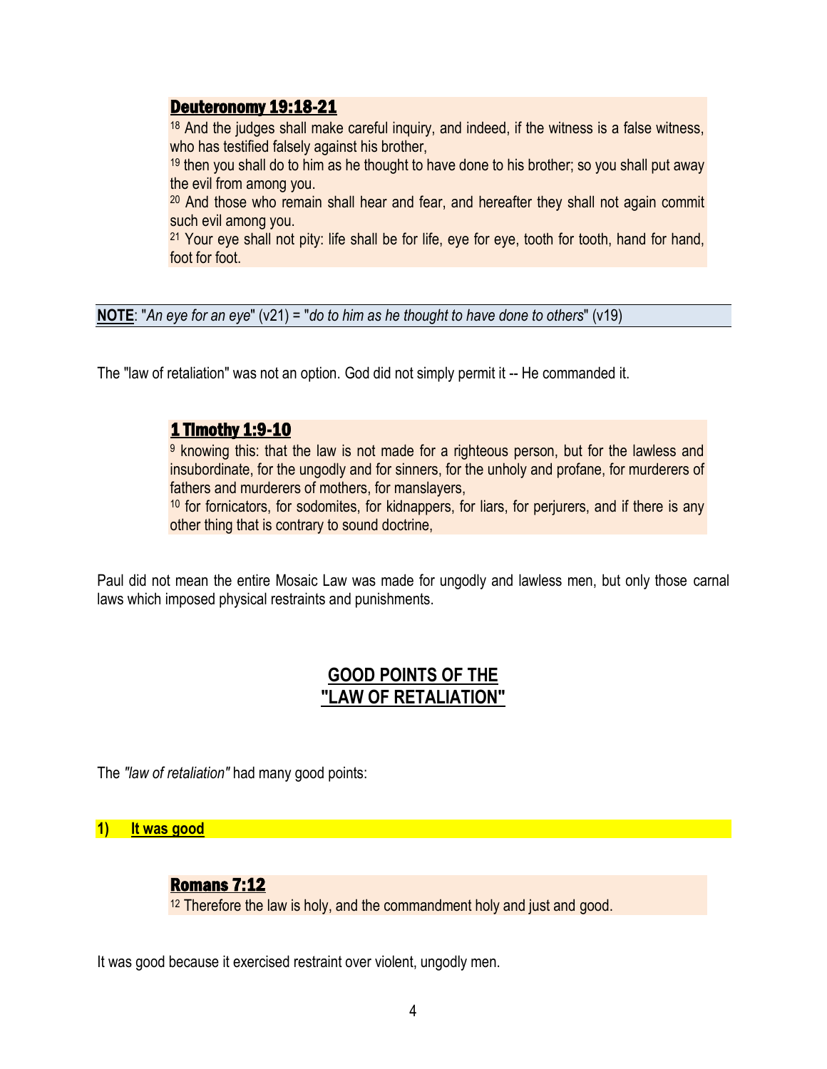**Deuteronomy 19:18-21**

[18] And the judges shall make careful inquiry, and indeed, if the witness is a false witness, who has testified falsely against his brother,
[19] then you shall do to him as he thought to have done to his brother; so you shall put away the evil from among you.
[20] And those who remain shall hear and fear, and hereafter they shall not again commit such evil among you.
[21] Your eye shall not pity: life shall be for life, eye for eye, tooth for tooth, hand for hand, foot for foot.

**NOTE**: "*An eye for an eye*" (v21) = "*do to him as he thought to have done to others*" (v19)

The "law of retaliation" was not an option. God did not simply permit it -- He commanded it.

**1 TImothy 1:9-10**

[9] knowing this: that the law is not made for a righteous person, but for the lawless and insubordinate, for the ungodly and for sinners, for the unholy and profane, for murderers of fathers and murderers of mothers, for manslayers,
[10] for fornicators, for sodomites, for kidnappers, for liars, for perjurers, and if there is any other thing that is contrary to sound doctrine,

Paul did not mean the entire Mosaic Law was made for ungodly and lawless men, but only those carnal laws which imposed physical restraints and punishments.

## GOOD POINTS OF THE "LAW OF RETALIATION"

The *"law of retaliation"* had many good points:

**1) It was good**

**Romans 7:12**

[12] Therefore the law is holy, and the commandment holy and just and good.

It was good because it exercised restraint over violent, ungodly men.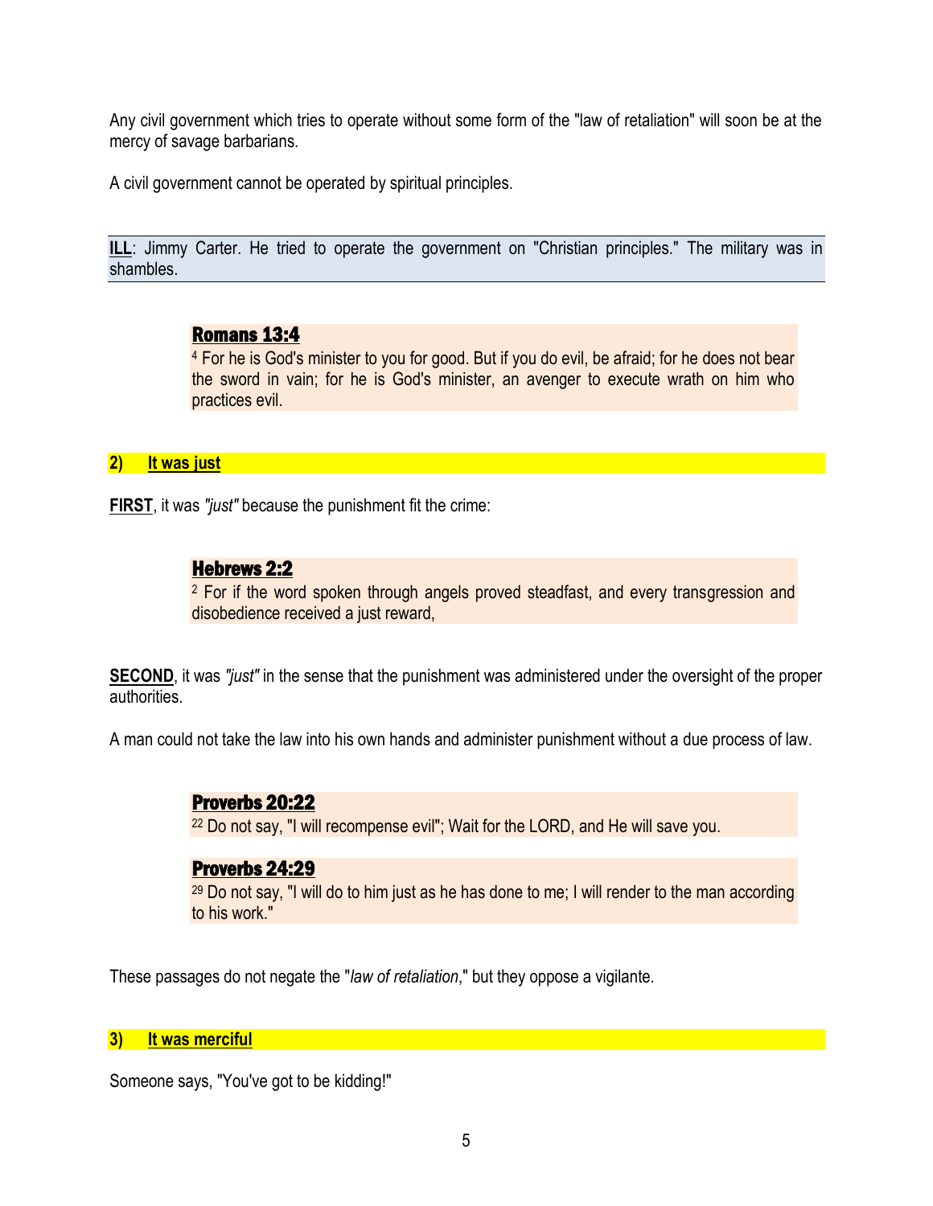Any civil government which tries to operate without some form of the "law of retaliation" will soon be at the mercy of savage barbarians.

A civil government cannot be operated by spiritual principles.

**ILL**: Jimmy Carter. He tried to operate the government on "Christian principles." The military was in shambles.

> **Romans 13:4**
> 4 For he is God's minister to you for good. But if you do evil, be afraid; for he does not bear the sword in vain; for he is God's minister, an avenger to execute wrath on him who practices evil.

### 2) It was just

**FIRST**, it was *"just"* because the punishment fit the crime:

> **Hebrews 2:2**
> 2 For if the word spoken through angels proved steadfast, and every transgression and disobedience received a just reward,

**SECOND**, it was *"just"* in the sense that the punishment was administered under the oversight of the proper authorities.

A man could not take the law into his own hands and administer punishment without a due process of law.

> **Proverbs 20:22**
> 22 Do not say, "I will recompense evil"; Wait for the LORD, and He will save you.

> **Proverbs 24:29**
> 29 Do not say, "I will do to him just as he has done to me; I will render to the man according to his work."

These passages do not negate the "*law of retaliation*," but they oppose a vigilante.

### 3) It was merciful

Someone says, "You've got to be kidding!"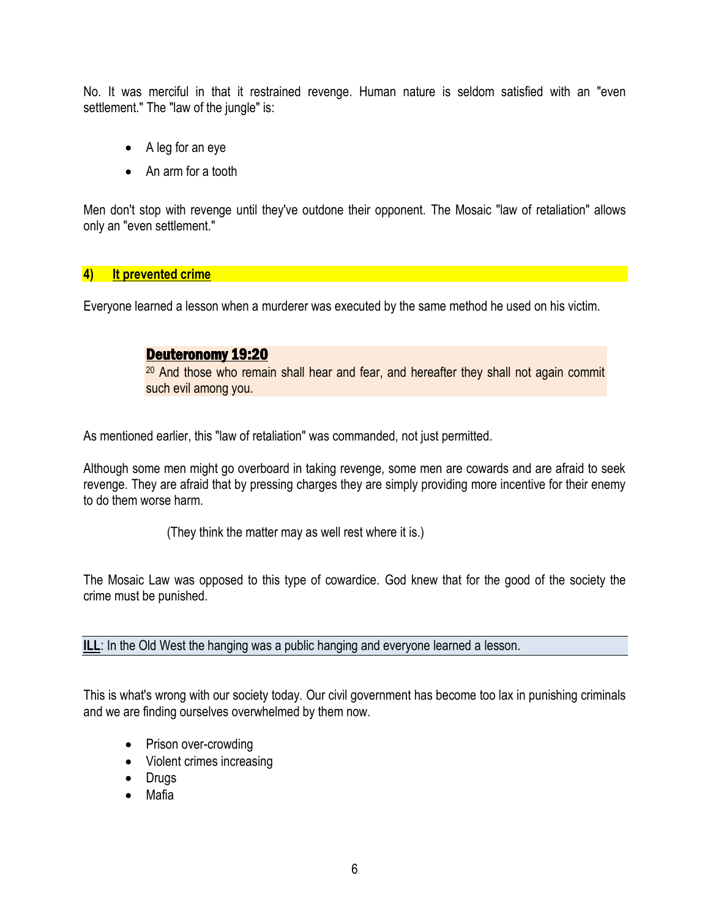No. It was merciful in that it restrained revenge. Human nature is seldom satisfied with an "even settlement." The "law of the jungle" is:

- A leg for an eye
- An arm for a tooth

Men don't stop with revenge until they've outdone their opponent. The Mosaic "law of retaliation" allows only an "even settlement."

### 4) **It prevented crime**

Everyone learned a lesson when a murderer was executed by the same method he used on his victim.

> **Deuteronomy 19:20**
> [20] And those who remain shall hear and fear, and hereafter they shall not again commit such evil among you.

As mentioned earlier, this "law of retaliation" was commanded, not just permitted.

Although some men might go overboard in taking revenge, some men are cowards and are afraid to seek revenge. They are afraid that by pressing charges they are simply providing more incentive for their enemy to do them worse harm.

(They think the matter may as well rest where it is.)

The Mosaic Law was opposed to this type of cowardice. God knew that for the good of the society the crime must be punished.

**ILL**: In the Old West the hanging was a public hanging and everyone learned a lesson.

This is what's wrong with our society today. Our civil government has become too lax in punishing criminals and we are finding ourselves overwhelmed by them now.

- Prison over-crowding
- Violent crimes increasing
- Drugs
- Mafia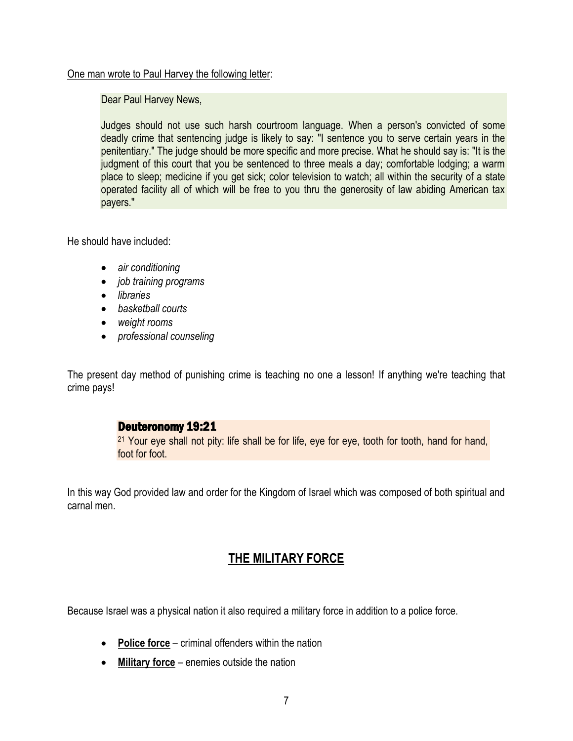One man wrote to Paul Harvey the following letter:

> Dear Paul Harvey News,
>
> Judges should not use such harsh courtroom language. When a person's convicted of some deadly crime that sentencing judge is likely to say: "I sentence you to serve certain years in the penitentiary." The judge should be more specific and more precise. What he should say is: "It is the judgment of this court that you be sentenced to three meals a day; comfortable lodging; a warm place to sleep; medicine if you get sick; color television to watch; all within the security of a state operated facility all of which will be free to you thru the generosity of law abiding American tax payers."

He should have included:

- *air conditioning*
- *job training programs*
- *libraries*
- *basketball courts*
- *weight rooms*
- *professional counseling*

The present day method of punishing crime is teaching no one a lesson! If anything we're teaching that crime pays!

> **Deuteronomy 19:21**
>
> [21] Your eye shall not pity: life shall be for life, eye for eye, tooth for tooth, hand for hand, foot for foot.

In this way God provided law and order for the Kingdom of Israel which was composed of both spiritual and carnal men.

## THE MILITARY FORCE

Because Israel was a physical nation it also required a military force in addition to a police force.

- **Police force** – criminal offenders within the nation
- **Military force** – enemies outside the nation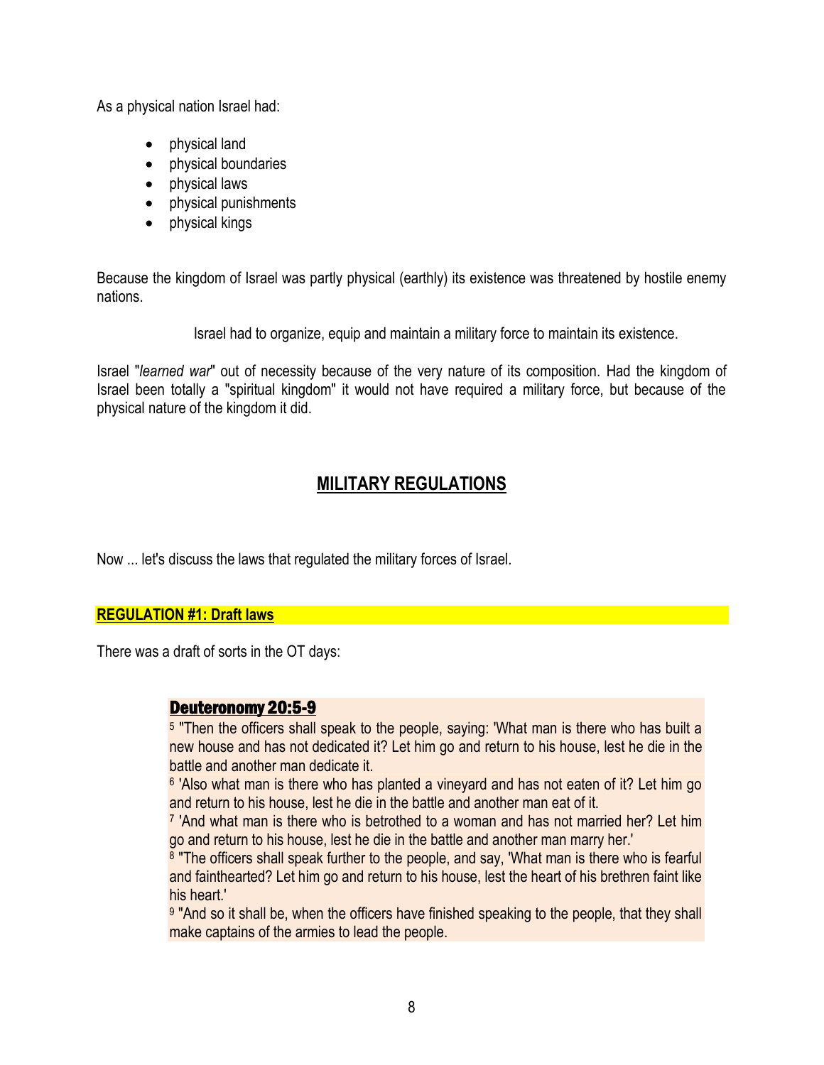As a physical nation Israel had:

- physical land
- physical boundaries
- physical laws
- physical punishments
- physical kings

Because the kingdom of Israel was partly physical (earthly) its existence was threatened by hostile enemy nations.

Israel had to organize, equip and maintain a military force to maintain its existence.

Israel "*learned war*" out of necessity because of the very nature of its composition. Had the kingdom of Israel been totally a "spiritual kingdom" it would not have required a military force, but because of the physical nature of the kingdom it did.

## MILITARY REGULATIONS

Now ... let's discuss the laws that regulated the military forces of Israel.

### REGULATION #1: Draft laws

There was a draft of sorts in the OT days:

> **Deuteronomy 20:5-9**
>
> 5 "Then the officers shall speak to the people, saying: 'What man is there who has built a new house and has not dedicated it? Let him go and return to his house, lest he die in the battle and another man dedicate it.
>
> 6 'Also what man is there who has planted a vineyard and has not eaten of it? Let him go and return to his house, lest he die in the battle and another man eat of it.
>
> 7 'And what man is there who is betrothed to a woman and has not married her? Let him go and return to his house, lest he die in the battle and another man marry her.'
>
> 8 "The officers shall speak further to the people, and say, 'What man is there who is fearful and fainthearted? Let him go and return to his house, lest the heart of his brethren faint like his heart.'
>
> 9 "And so it shall be, when the officers have finished speaking to the people, that they shall make captains of the armies to lead the people.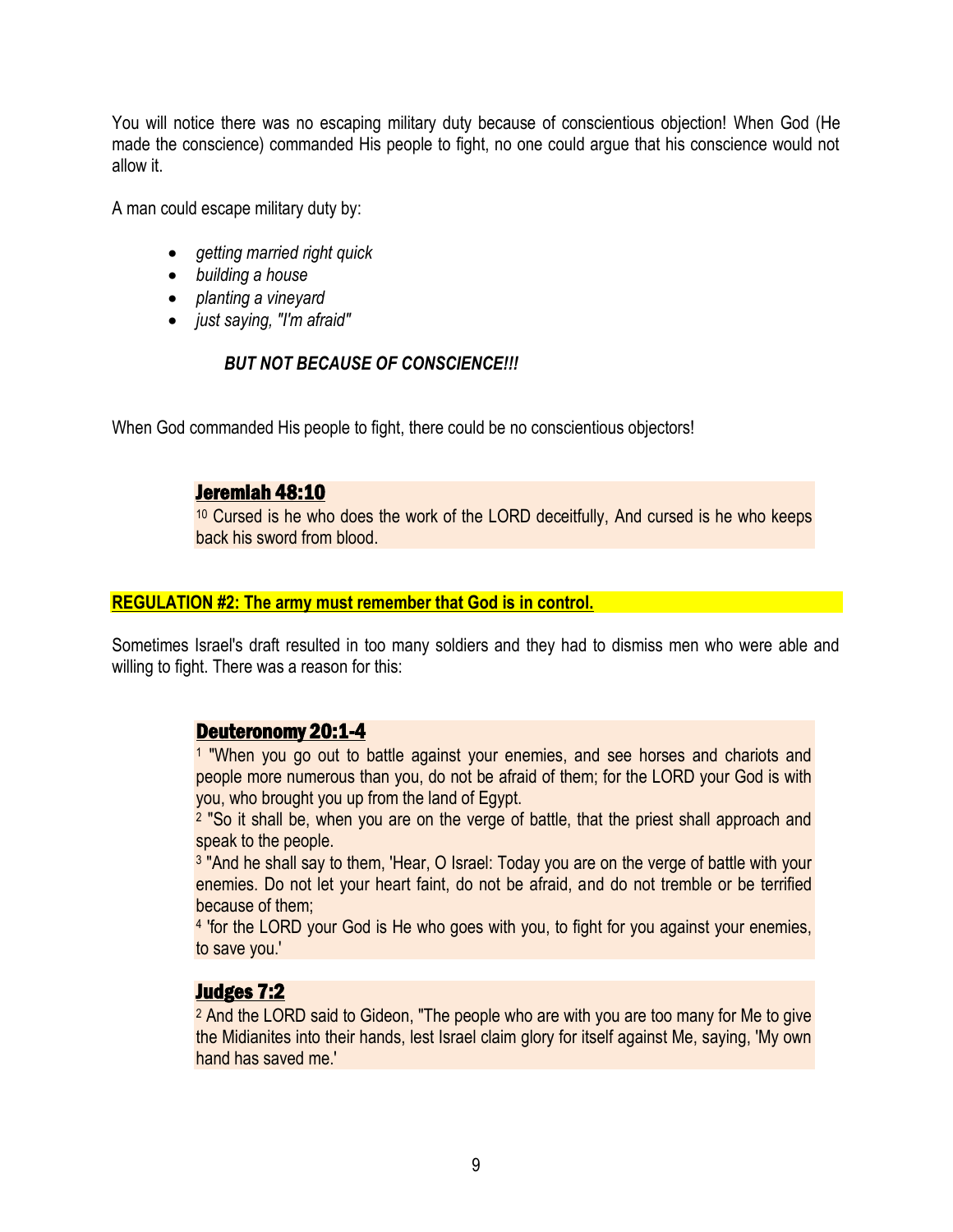You will notice there was no escaping military duty because of conscientious objection! When God (He made the conscience) commanded His people to fight, no one could argue that his conscience would not allow it.

A man could escape military duty by:

- *getting married right quick*
- *building a house*
- *planting a vineyard*
- *just saying, "I'm afraid"*

***BUT NOT BECAUSE OF CONSCIENCE!!!***

When God commanded His people to fight, there could be no conscientious objectors!

> **Jeremiah 48:10**
> [10] Cursed is he who does the work of the LORD deceitfully, And cursed is he who keeps back his sword from blood.

**REGULATION #2: The army must remember that God is in control.**

Sometimes Israel's draft resulted in too many soldiers and they had to dismiss men who were able and willing to fight. There was a reason for this:

> **Deuteronomy 20:1-4**
> [1] "When you go out to battle against your enemies, and see horses and chariots and people more numerous than you, do not be afraid of them; for the LORD your God is with you, who brought you up from the land of Egypt.
> [2] "So it shall be, when you are on the verge of battle, that the priest shall approach and speak to the people.
> [3] "And he shall say to them, 'Hear, O Israel: Today you are on the verge of battle with your enemies. Do not let your heart faint, do not be afraid, and do not tremble or be terrified because of them;
> [4] 'for the LORD your God is He who goes with you, to fight for you against your enemies, to save you.'

> **Judges 7:2**
> [2] And the LORD said to Gideon, "The people who are with you are too many for Me to give the Midianites into their hands, lest Israel claim glory for itself against Me, saying, 'My own hand has saved me.'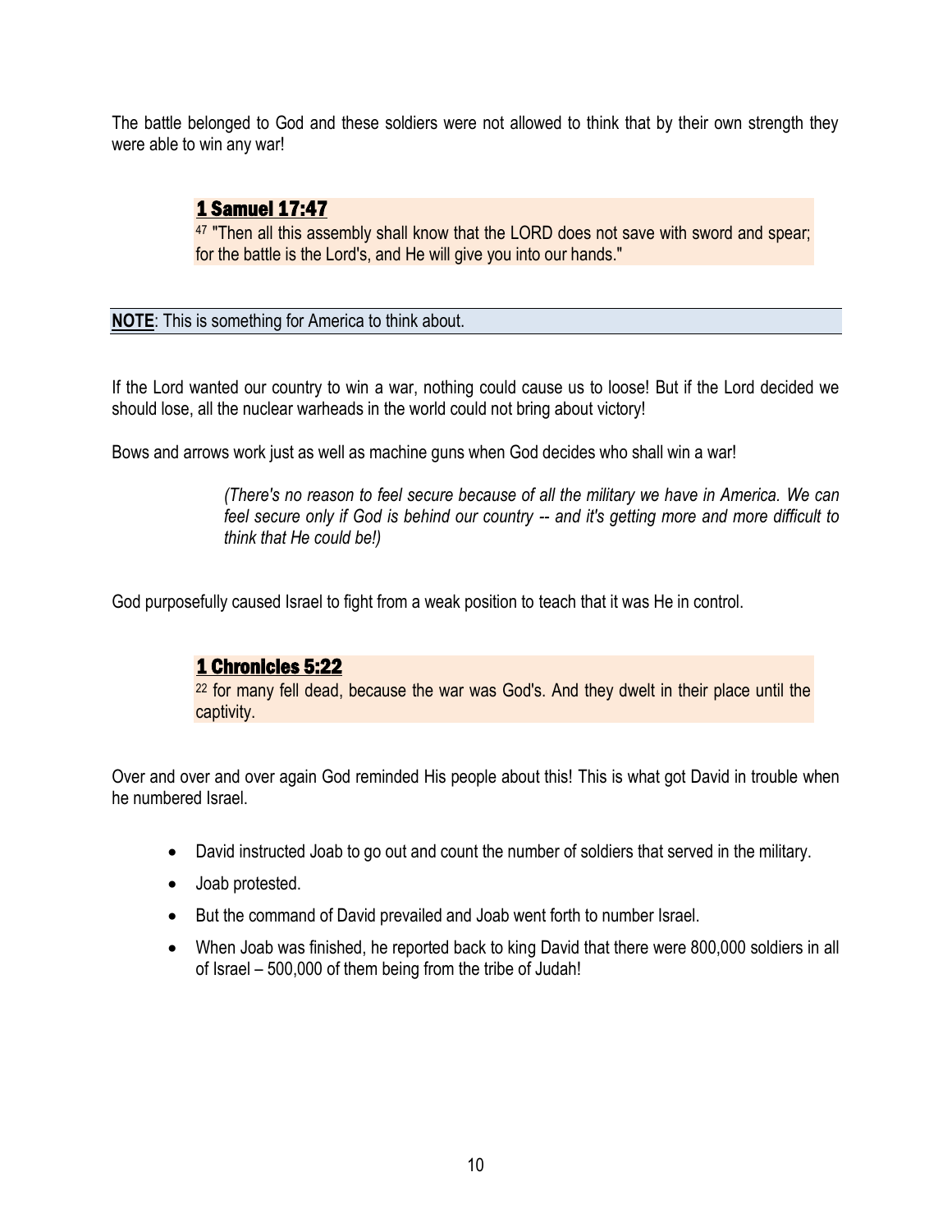The battle belonged to God and these soldiers were not allowed to think that by their own strength they were able to win any war!

> **1 Samuel 17:47**
> [47] "Then all this assembly shall know that the LORD does not save with sword and spear; for the battle is the Lord's, and He will give you into our hands."

**NOTE**: This is something for America to think about.

If the Lord wanted our country to win a war, nothing could cause us to loose! But if the Lord decided we should lose, all the nuclear warheads in the world could not bring about victory!

Bows and arrows work just as well as machine guns when God decides who shall win a war!

> *(There's no reason to feel secure because of all the military we have in America. We can feel secure only if God is behind our country -- and it's getting more and more difficult to think that He could be!)*

God purposefully caused Israel to fight from a weak position to teach that it was He in control.

> **1 Chronicles 5:22**
> [22] for many fell dead, because the war was God's. And they dwelt in their place until the captivity.

Over and over and over again God reminded His people about this! This is what got David in trouble when he numbered Israel.

- David instructed Joab to go out and count the number of soldiers that served in the military.
- Joab protested.
- But the command of David prevailed and Joab went forth to number Israel.
- When Joab was finished, he reported back to king David that there were 800,000 soldiers in all of Israel – 500,000 of them being from the tribe of Judah!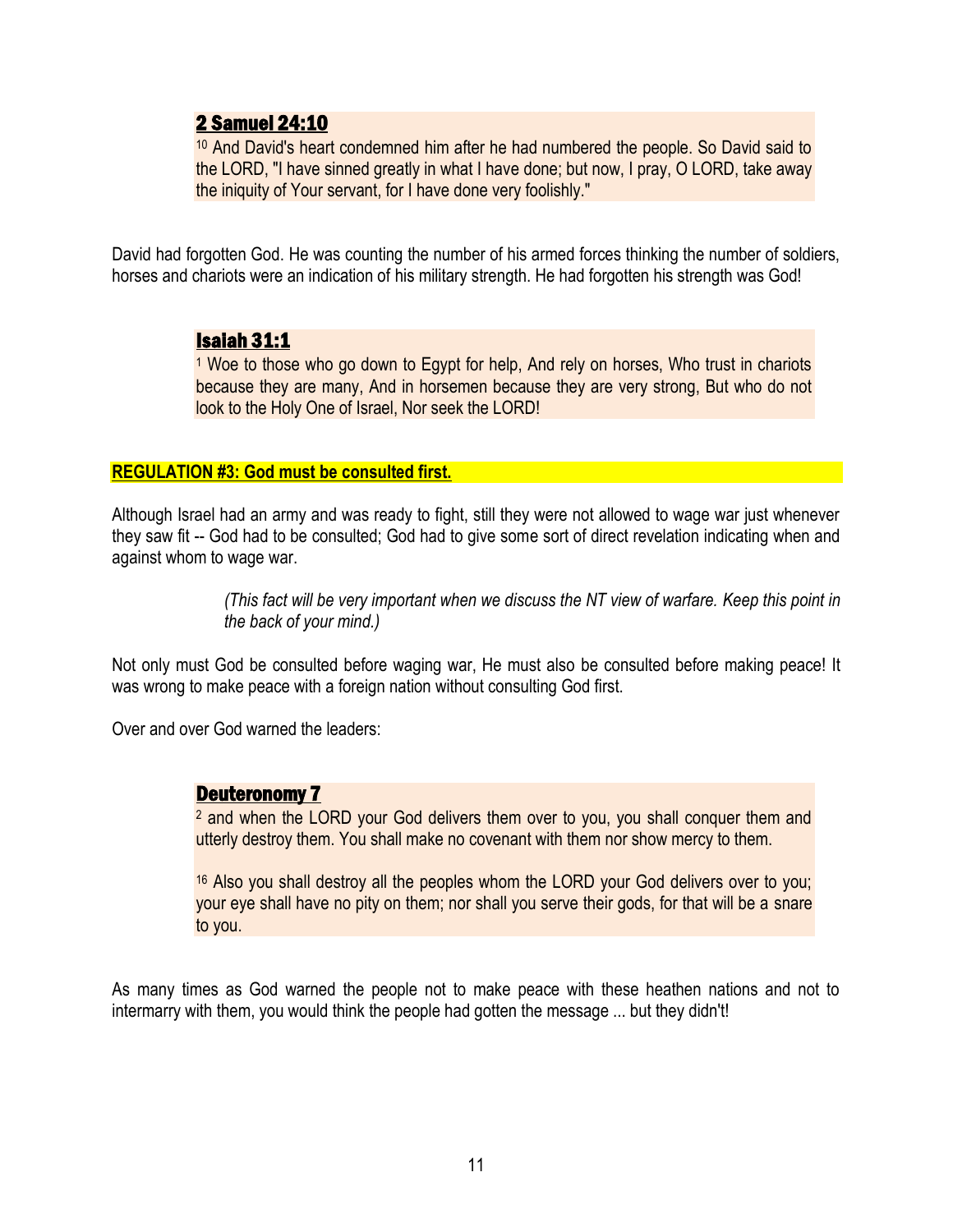**2 Samuel 24:10**

10 And David's heart condemned him after he had numbered the people. So David said to the LORD, "I have sinned greatly in what I have done; but now, I pray, O LORD, take away the iniquity of Your servant, for I have done very foolishly."

David had forgotten God. He was counting the number of his armed forces thinking the number of soldiers, horses and chariots were an indication of his military strength. He had forgotten his strength was God!

**Isaiah 31:1**

1 Woe to those who go down to Egypt for help, And rely on horses, Who trust in chariots because they are many, And in horsemen because they are very strong, But who do not look to the Holy One of Israel, Nor seek the LORD!

**REGULATION #3: God must be consulted first.**

Although Israel had an army and was ready to fight, still they were not allowed to wage war just whenever they saw fit -- God had to be consulted; God had to give some sort of direct revelation indicating when and against whom to wage war.

*(This fact will be very important when we discuss the NT view of warfare. Keep this point in the back of your mind.)*

Not only must God be consulted before waging war, He must also be consulted before making peace! It was wrong to make peace with a foreign nation without consulting God first.

Over and over God warned the leaders:

**Deuteronomy 7**

2 and when the LORD your God delivers them over to you, you shall conquer them and utterly destroy them. You shall make no covenant with them nor show mercy to them.

16 Also you shall destroy all the peoples whom the LORD your God delivers over to you; your eye shall have no pity on them; nor shall you serve their gods, for that will be a snare to you.

As many times as God warned the people not to make peace with these heathen nations and not to intermarry with them, you would think the people had gotten the message ... but they didn't!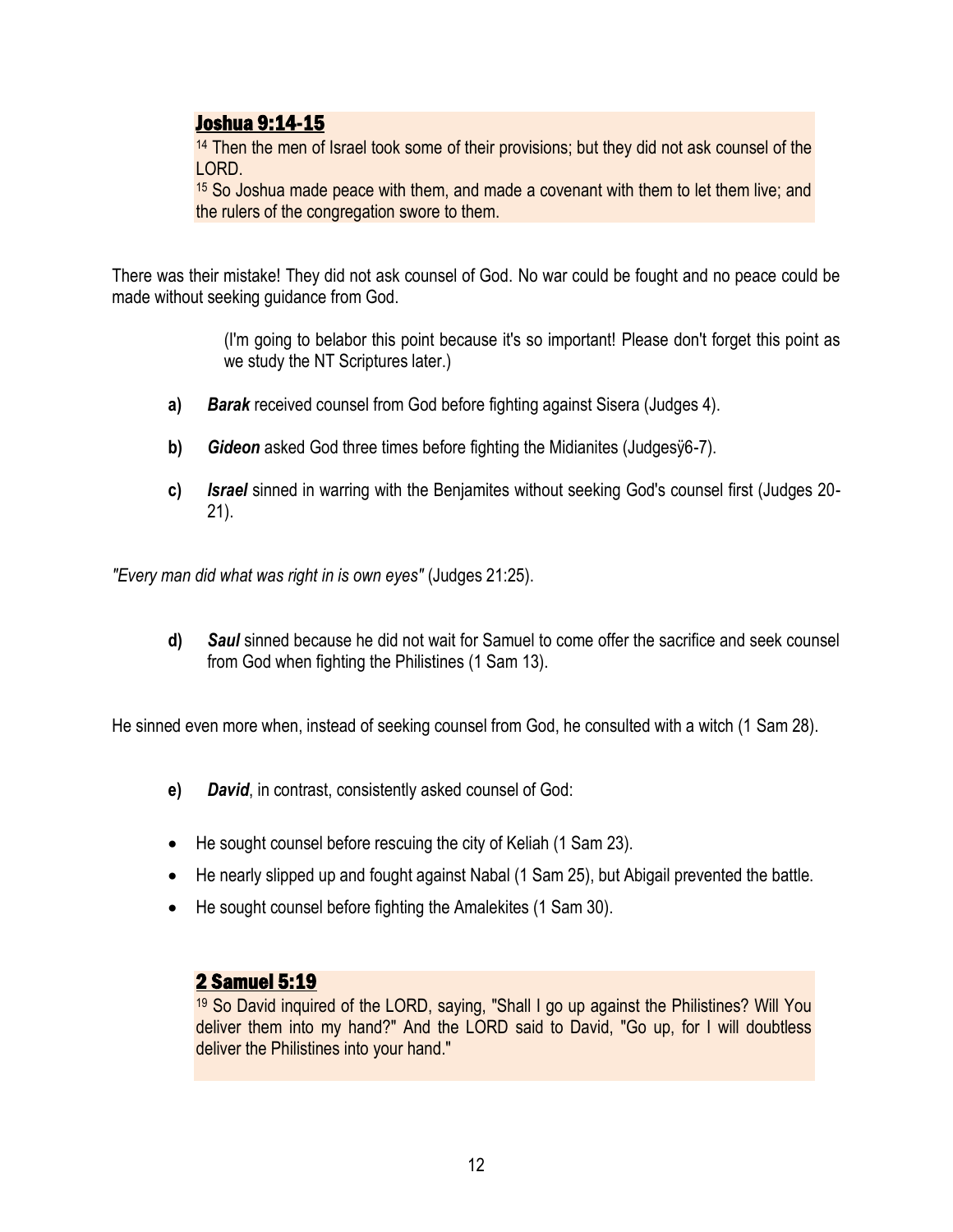**Joshua 9:14-15**

14 Then the men of Israel took some of their provisions; but they did not ask counsel of the LORD.

15 So Joshua made peace with them, and made a covenant with them to let them live; and the rulers of the congregation swore to them.

There was their mistake! They did not ask counsel of God. No war could be fought and no peace could be made without seeking guidance from God.

> (I'm going to belabor this point because it's so important! Please don't forget this point as we study the NT Scriptures later.)

- **a)** ***Barak*** received counsel from God before fighting against Sisera (Judges 4).
- **b)** ***Gideon*** asked God three times before fighting the Midianites (Judgesÿ6-7).
- **c)** ***Israel*** sinned in warring with the Benjamites without seeking God's counsel first (Judges 20-21).

*"Every man did what was right in is own eyes"* (Judges 21:25).

- **d)** ***Saul*** sinned because he did not wait for Samuel to come offer the sacrifice and seek counsel from God when fighting the Philistines (1 Sam 13).

He sinned even more when, instead of seeking counsel from God, he consulted with a witch (1 Sam 28).

- **e)** ***David***, in contrast, consistently asked counsel of God:

- He sought counsel before rescuing the city of Keliah (1 Sam 23).
- He nearly slipped up and fought against Nabal (1 Sam 25), but Abigail prevented the battle.
- He sought counsel before fighting the Amalekites (1 Sam 30).

**2 Samuel 5:19**

19 So David inquired of the LORD, saying, "Shall I go up against the Philistines? Will You deliver them into my hand?" And the LORD said to David, "Go up, for I will doubtless deliver the Philistines into your hand."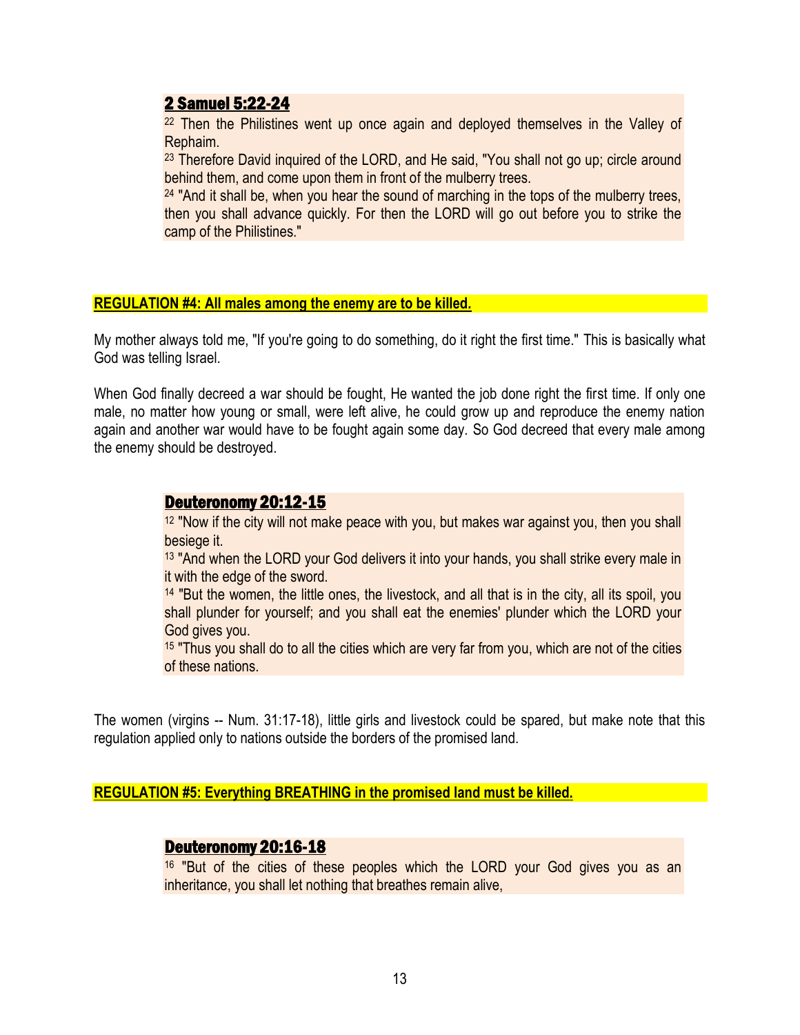### 2 Samuel 5:22-24

[22] Then the Philistines went up once again and deployed themselves in the Valley of Rephaim.

[23] Therefore David inquired of the LORD, and He said, "You shall not go up; circle around behind them, and come upon them in front of the mulberry trees.

[24] "And it shall be, when you hear the sound of marching in the tops of the mulberry trees, then you shall advance quickly. For then the LORD will go out before you to strike the camp of the Philistines."

## REGULATION #4: All males among the enemy are to be killed.

My mother always told me, "If you're going to do something, do it right the first time." This is basically what God was telling Israel.

When God finally decreed a war should be fought, He wanted the job done right the first time. If only one male, no matter how young or small, were left alive, he could grow up and reproduce the enemy nation again and another war would have to be fought again some day. So God decreed that every male among the enemy should be destroyed.

### Deuteronomy 20:12-15

[12] "Now if the city will not make peace with you, but makes war against you, then you shall besiege it.

[13] "And when the LORD your God delivers it into your hands, you shall strike every male in it with the edge of the sword.

[14] "But the women, the little ones, the livestock, and all that is in the city, all its spoil, you shall plunder for yourself; and you shall eat the enemies' plunder which the LORD your God gives you.

[15] "Thus you shall do to all the cities which are very far from you, which are not of the cities of these nations.

The women (virgins -- Num. 31:17-18), little girls and livestock could be spared, but make note that this regulation applied only to nations outside the borders of the promised land.

## REGULATION #5: Everything BREATHING in the promised land must be killed.

### Deuteronomy 20:16-18

[16] "But of the cities of these peoples which the LORD your God gives you as an inheritance, you shall let nothing that breathes remain alive,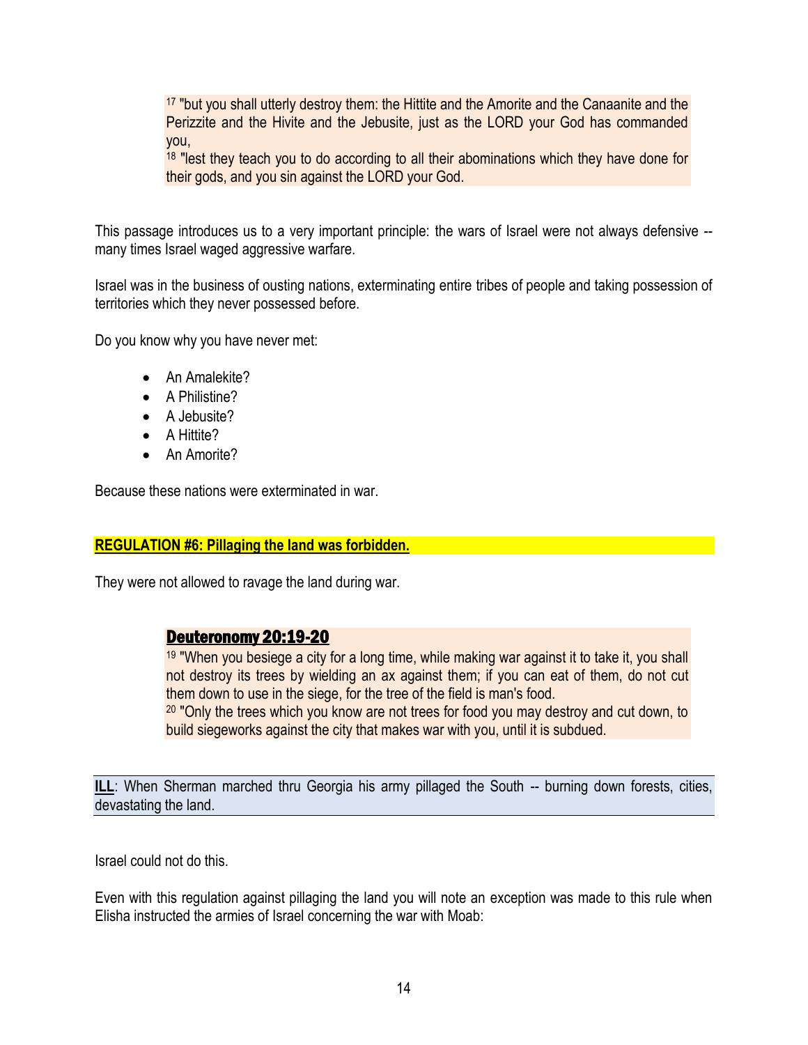> [17] "but you shall utterly destroy them: the Hittite and the Amorite and the Canaanite and the Perizzite and the Hivite and the Jebusite, just as the LORD your God has commanded you,
> [18] "lest they teach you to do according to all their abominations which they have done for their gods, and you sin against the LORD your God.

This passage introduces us to a very important principle: the wars of Israel were not always defensive -- many times Israel waged aggressive warfare.

Israel was in the business of ousting nations, exterminating entire tribes of people and taking possession of territories which they never possessed before.

Do you know why you have never met:

- An Amalekite?
- A Philistine?
- A Jebusite?
- A Hittite?
- An Amorite?

Because these nations were exterminated in war.

**REGULATION #6: Pillaging the land was forbidden.**

They were not allowed to ravage the land during war.

> **Deuteronomy 20:19-20**
> [19] "When you besiege a city for a long time, while making war against it to take it, you shall not destroy its trees by wielding an ax against them; if you can eat of them, do not cut them down to use in the siege, for the tree of the field is man's food.
> [20] "Only the trees which you know are not trees for food you may destroy and cut down, to build siegeworks against the city that makes war with you, until it is subdued.

**ILL**: When Sherman marched thru Georgia his army pillaged the South -- burning down forests, cities, devastating the land.

Israel could not do this.

Even with this regulation against pillaging the land you will note an exception was made to this rule when Elisha instructed the armies of Israel concerning the war with Moab: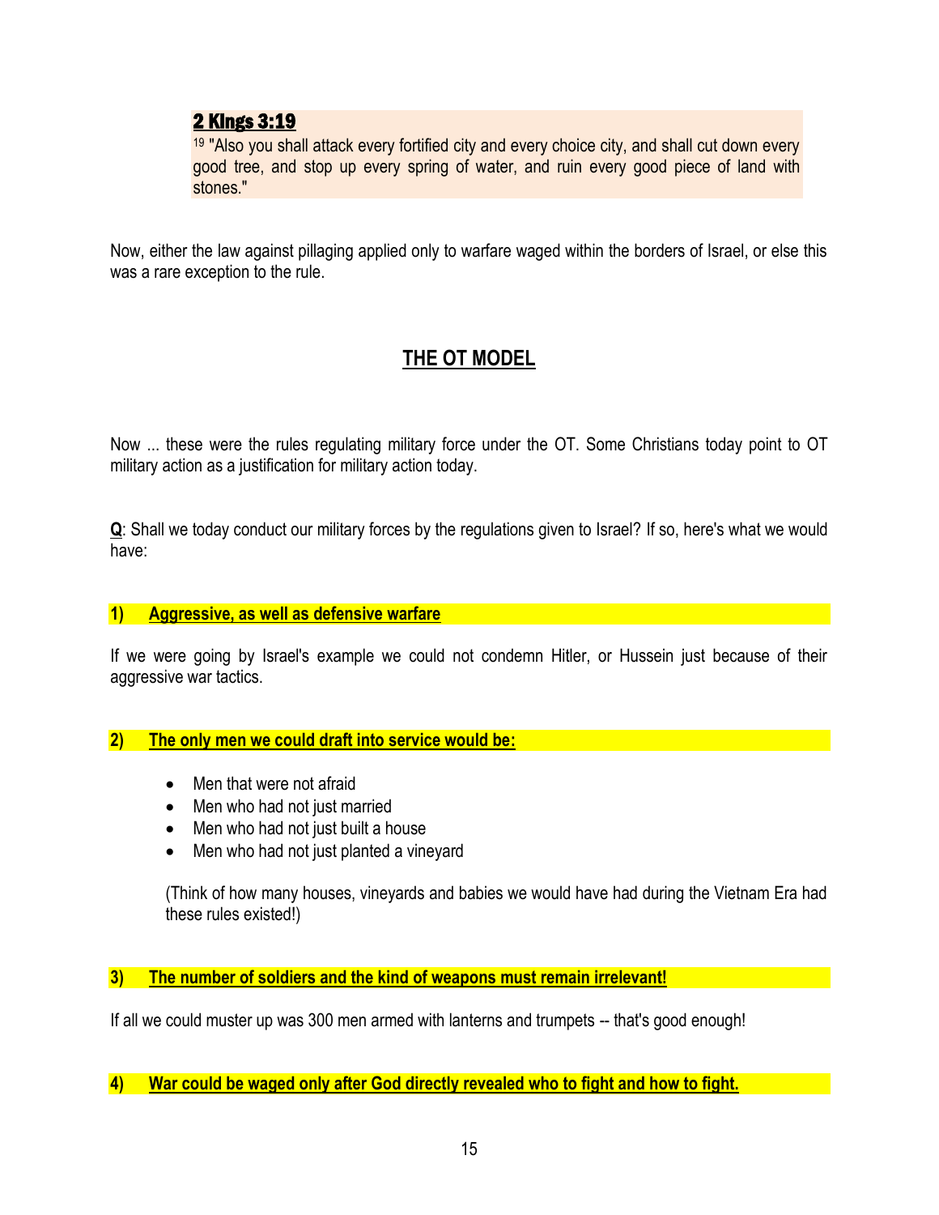**2 KIngs 3:19**

[19] "Also you shall attack every fortified city and every choice city, and shall cut down every good tree, and stop up every spring of water, and ruin every good piece of land with stones."

Now, either the law against pillaging applied only to warfare waged within the borders of Israel, or else this was a rare exception to the rule.

## THE OT MODEL

Now ... these were the rules regulating military force under the OT. Some Christians today point to OT military action as a justification for military action today.

**Q**: Shall we today conduct our military forces by the regulations given to Israel? If so, here's what we would have:

**1) Aggressive, as well as defensive warfare**

If we were going by Israel's example we could not condemn Hitler, or Hussein just because of their aggressive war tactics.

**2) The only men we could draft into service would be:**

- Men that were not afraid
- Men who had not just married
- Men who had not just built a house
- Men who had not just planted a vineyard

(Think of how many houses, vineyards and babies we would have had during the Vietnam Era had these rules existed!)

**3) The number of soldiers and the kind of weapons must remain irrelevant!**

If all we could muster up was 300 men armed with lanterns and trumpets -- that's good enough!

**4) War could be waged only after God directly revealed who to fight and how to fight.**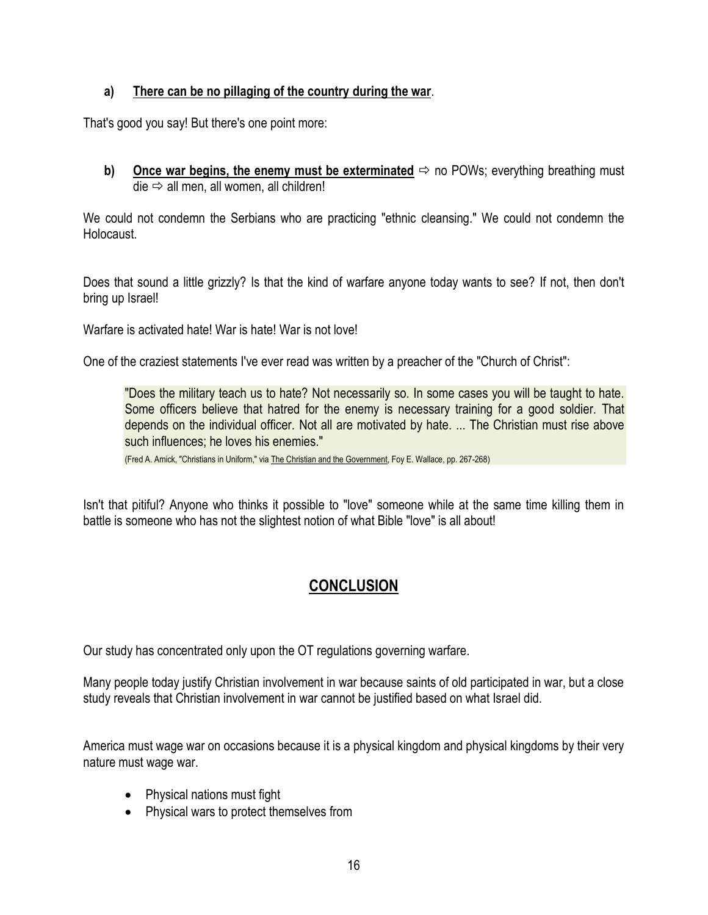**a) There can be no pillaging of the country during the war.**

That's good you say! But there's one point more:

**b) Once war begins, the enemy must be exterminated** ⇨ no POWs; everything breathing must die ⇨ all men, all women, all children!

We could not condemn the Serbians who are practicing "ethnic cleansing." We could not condemn the Holocaust.

Does that sound a little grizzly? Is that the kind of warfare anyone today wants to see? If not, then don't bring up Israel!

Warfare is activated hate! War is hate! War is not love!

One of the craziest statements I've ever read was written by a preacher of the "Church of Christ":

> "Does the military teach us to hate? Not necessarily so. In some cases you will be taught to hate. Some officers believe that hatred for the enemy is necessary training for a good soldier. That depends on the individual officer. Not all are motivated by hate. ... The Christian must rise above such influences; he loves his enemies."
>
> (Fred A. Amick, "Christians in Uniform," via The Christian and the Government, Foy E. Wallace, pp. 267-268)

Isn't that pitiful? Anyone who thinks it possible to "love" someone while at the same time killing them in battle is someone who has not the slightest notion of what Bible "love" is all about!

## CONCLUSION

Our study has concentrated only upon the OT regulations governing warfare.

Many people today justify Christian involvement in war because saints of old participated in war, but a close study reveals that Christian involvement in war cannot be justified based on what Israel did.

America must wage war on occasions because it is a physical kingdom and physical kingdoms by their very nature must wage war.

- Physical nations must fight
- Physical wars to protect themselves from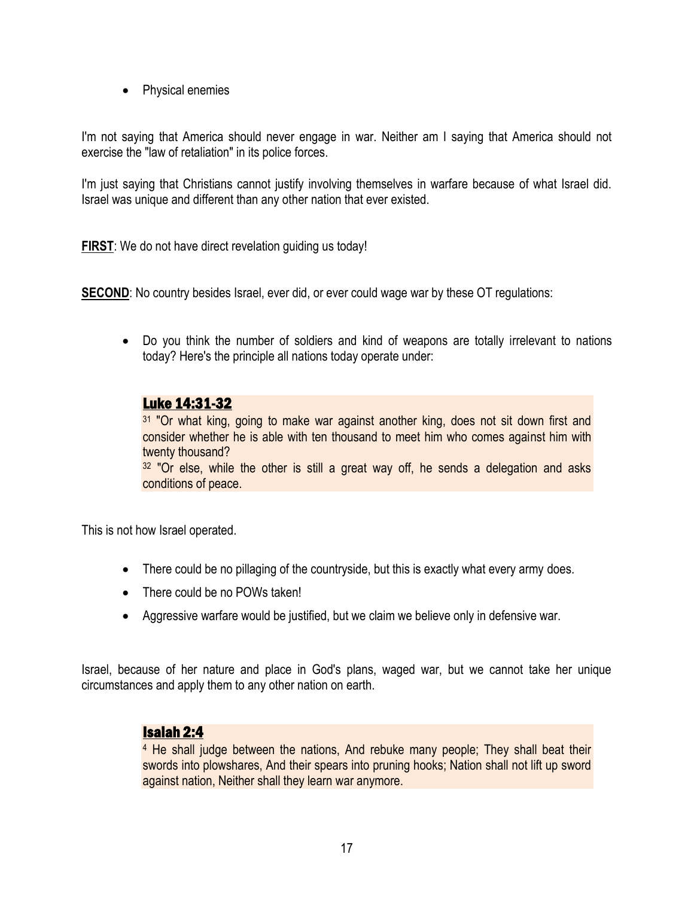- Physical enemies

I'm not saying that America should never engage in war. Neither am I saying that America should not exercise the "law of retaliation" in its police forces.

I'm just saying that Christians cannot justify involving themselves in warfare because of what Israel did. Israel was unique and different than any other nation that ever existed.

**FIRST**: We do not have direct revelation guiding us today!

**SECOND**: No country besides Israel, ever did, or ever could wage war by these OT regulations:

- Do you think the number of soldiers and kind of weapons are totally irrelevant to nations today? Here's the principle all nations today operate under:

> **Luke 14:31-32**
>
> 31 "Or what king, going to make war against another king, does not sit down first and consider whether he is able with ten thousand to meet him who comes against him with twenty thousand?
>
> 32 "Or else, while the other is still a great way off, he sends a delegation and asks conditions of peace.

This is not how Israel operated.

- There could be no pillaging of the countryside, but this is exactly what every army does.
- There could be no POWs taken!
- Aggressive warfare would be justified, but we claim we believe only in defensive war.

Israel, because of her nature and place in God's plans, waged war, but we cannot take her unique circumstances and apply them to any other nation on earth.

> **Isaiah 2:4**
>
> 4 He shall judge between the nations, And rebuke many people; They shall beat their swords into plowshares, And their spears into pruning hooks; Nation shall not lift up sword against nation, Neither shall they learn war anymore.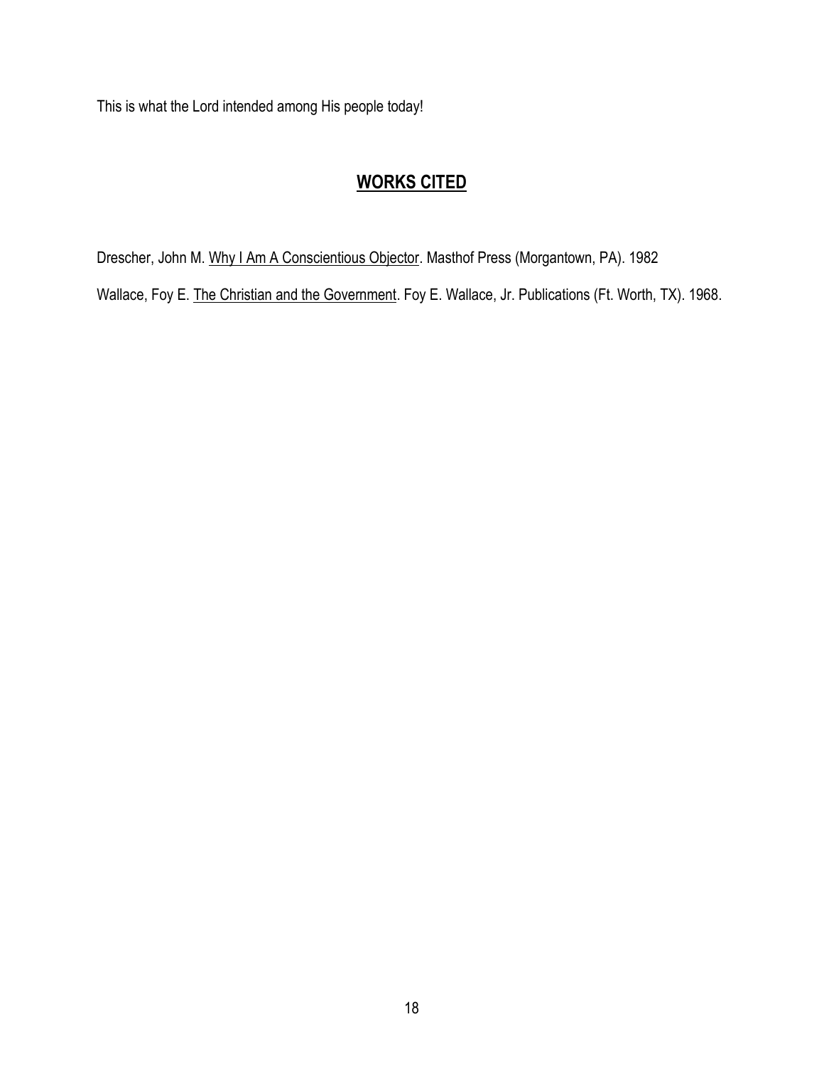This is what the Lord intended among His people today!

## WORKS CITED

Drescher, John M. Why I Am A Conscientious Objector. Masthof Press (Morgantown, PA). 1982

Wallace, Foy E. The Christian and the Government. Foy E. Wallace, Jr. Publications (Ft. Worth, TX). 1968.